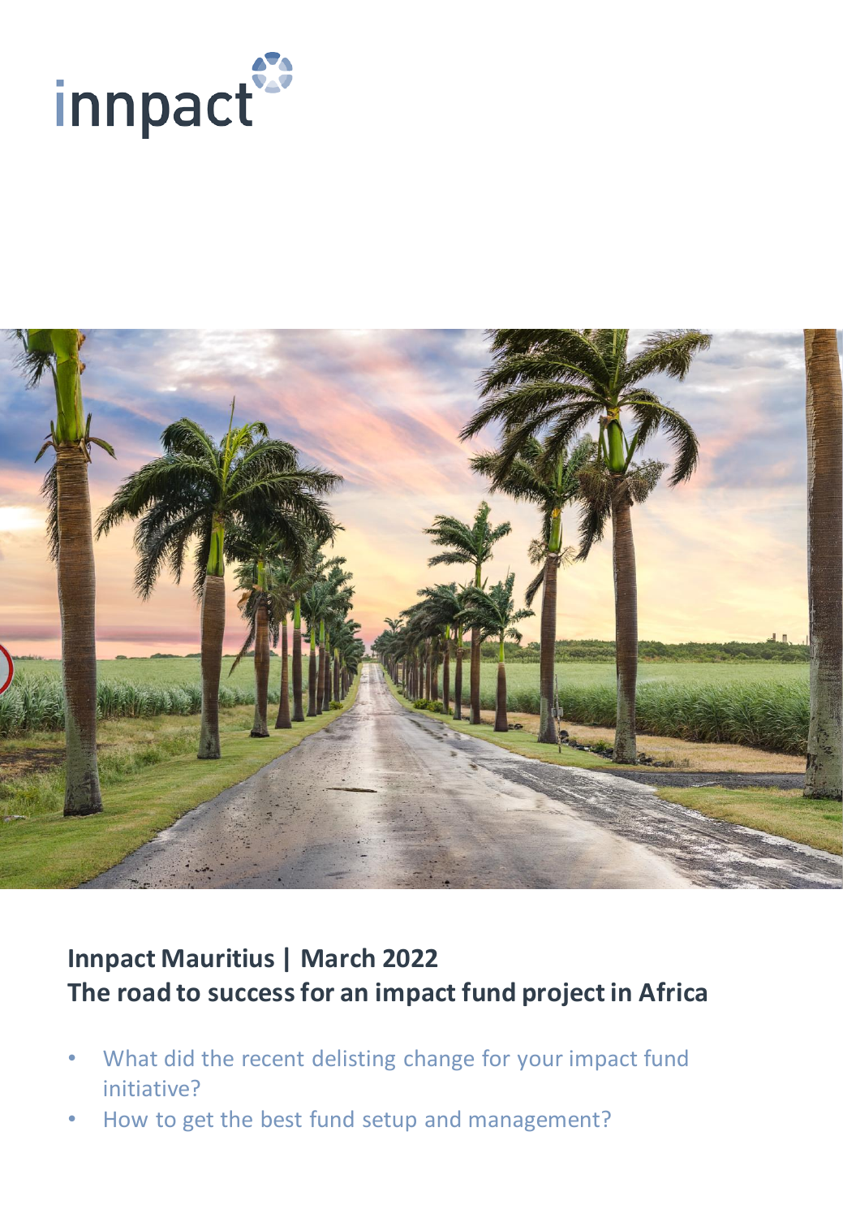innpact

**Innpact Mauritius | March 2022**
**The road to success for an impact fund project in Africa**

- What did the recent delisting change for your impact fund initiative?
- How to get the best fund setup and management?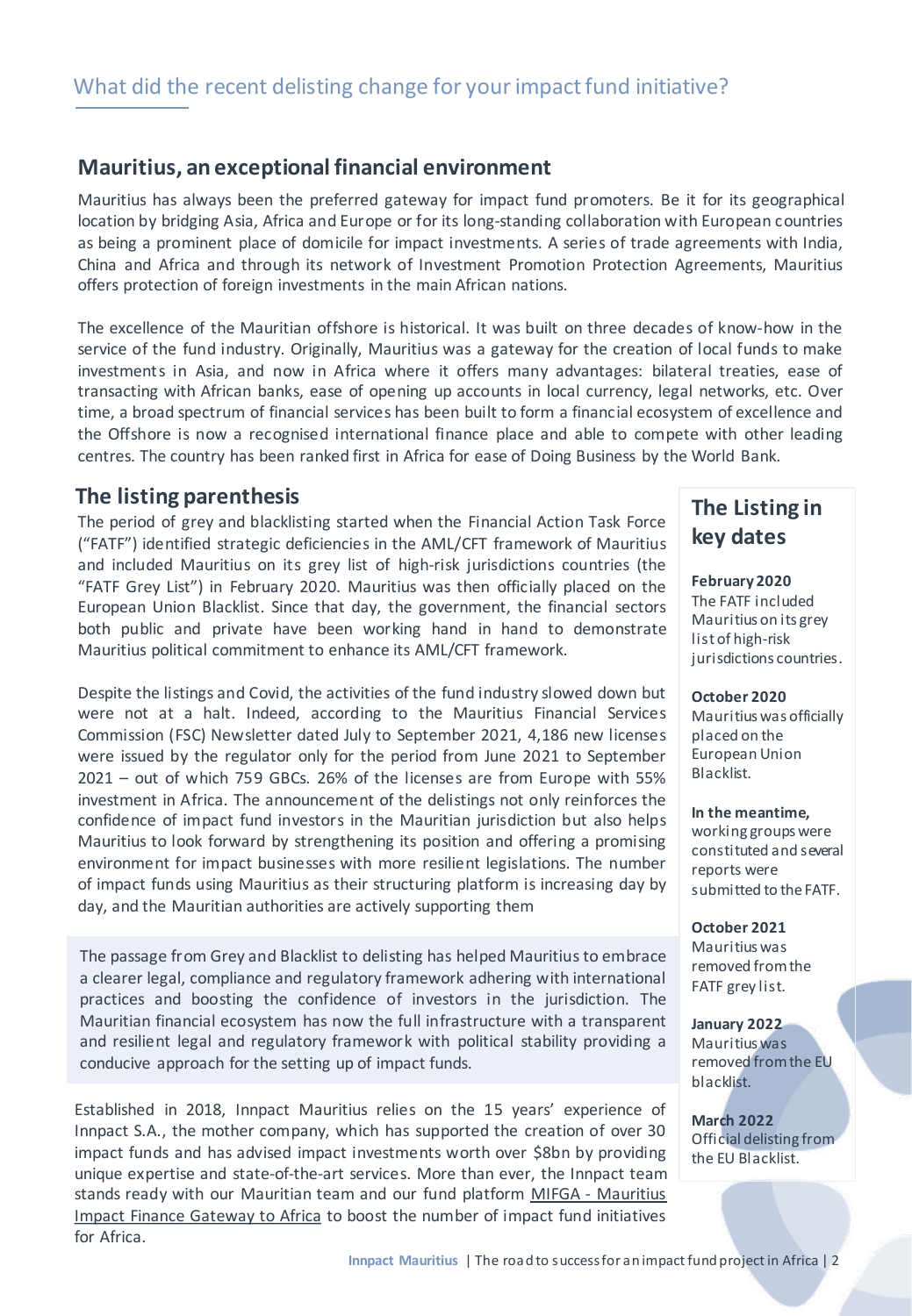## What did the recent delisting change for your impact fund initiative?

### Mauritius, an exceptional financial environment

Mauritius has always been the preferred gateway for impact fund promoters. Be it for its geographical location by bridging Asia, Africa and Europe or for its long-standing collaboration with European countries as being a prominent place of domicile for impact investments. A series of trade agreements with India, China and Africa and through its network of Investment Promotion Protection Agreements, Mauritius offers protection of foreign investments in the main African nations.

The excellence of the Mauritian offshore is historical. It was built on three decades of know-how in the service of the fund industry. Originally, Mauritius was a gateway for the creation of local funds to make investments in Asia, and now in Africa where it offers many advantages: bilateral treaties, ease of transacting with African banks, ease of opening up accounts in local currency, legal networks, etc. Over time, a broad spectrum of financial services has been built to form a financial ecosystem of excellence and the Offshore is now a recognised international finance place and able to compete with other leading centres. The country has been ranked first in Africa for ease of Doing Business by the World Bank.

### The listing parenthesis

The period of grey and blacklisting started when the Financial Action Task Force ("FATF") identified strategic deficiencies in the AML/CFT framework of Mauritius and included Mauritius on its grey list of high-risk jurisdictions countries (the "FATF Grey List") in February 2020. Mauritius was then officially placed on the European Union Blacklist. Since that day, the government, the financial sectors both public and private have been working hand in hand to demonstrate Mauritius political commitment to enhance its AML/CFT framework.

Despite the listings and Covid, the activities of the fund industry slowed down but were not at a halt. Indeed, according to the Mauritius Financial Services Commission (FSC) Newsletter dated July to September 2021, 4,186 new licenses were issued by the regulator only for the period from June 2021 to September 2021 – out of which 759 GBCs. 26% of the licenses are from Europe with 55% investment in Africa. The announcement of the delistings not only reinforces the confidence of impact fund investors in the Mauritian jurisdiction but also helps Mauritius to look forward by strengthening its position and offering a promising environment for impact businesses with more resilient legislations. The number of impact funds using Mauritius as their structuring platform is increasing day by day, and the Mauritian authorities are actively supporting them

> The passage from Grey and Blacklist to delisting has helped Mauritius to embrace a clearer legal, compliance and regulatory framework adhering with international practices and boosting the confidence of investors in the jurisdiction. The Mauritian financial ecosystem has now the full infrastructure with a transparent and resilient legal and regulatory framework with political stability providing a conducive approach for the setting up of impact funds.

Established in 2018, Innpact Mauritius relies on the 15 years' experience of Innpact S.A., the mother company, which has supported the creation of over 30 impact funds and has advised impact investments worth over $8bn by providing unique expertise and state-of-the-art services. More than ever, the Innpact team stands ready with our Mauritian team and our fund platform MIFGA - Mauritius Impact Finance Gateway to Africa to boost the number of impact fund initiatives for Africa.

### The Listing in key dates

**February 2020**
The FATF included Mauritius on its grey list of high-risk jurisdictions countries.

**October 2020**
Mauritius was officially placed on the European Union Blacklist.

**In the meantime,**
working groups were constituted and several reports were submitted to the FATF.

**October 2021**
Mauritius was removed from the FATF grey list.

**January 2022**
Mauritius was removed from the EU blacklist.

**March 2022**
Official delisting from the EU Blacklist.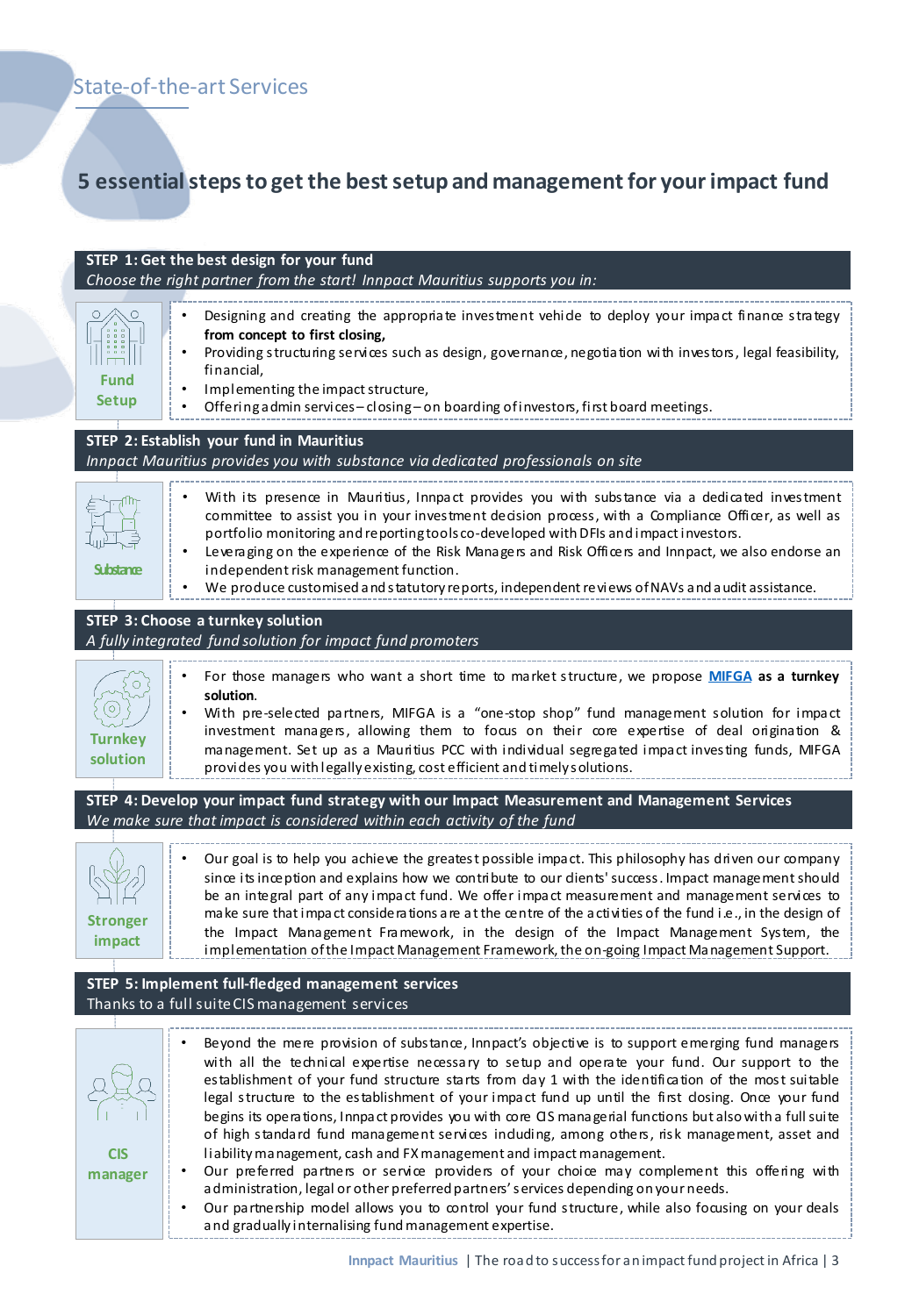State-of-the-art Services

## 5 essential steps to get the best setup and management for your impact fund

### STEP 1: Get the best design for your fund

*Choose the right partner from the start! Innpact Mauritius supports you in:*

**Fund Setup**

- Designing and creating the appropriate investment vehicle to deploy your impact finance strategy **from concept to first closing,**
- Providing structuring services such as design, governance, negotiation with investors, legal feasibility, financial,
- Implementing the impact structure,
- Offering admin services – closing – on boarding of investors, first board meetings.

### STEP 2: Establish your fund in Mauritius

*Innpact Mauritius provides you with substance via dedicated professionals on site*

**Substance**

- With its presence in Mauritius, Innpact provides you with substance via a dedicated investment committee to assist you in your investment decision process, with a Compliance Officer, as well as portfolio monitoring and reporting tools co-developed with DFIs and impact investors.
- Leveraging on the experience of the Risk Managers and Risk Officers and Innpact, we also endorse an independent risk management function.
- We produce customised and statutory reports, independent reviews of NAVs and audit assistance.

### STEP 3: Choose a turnkey solution

*A fully integrated fund solution for impact fund promoters*

**Turnkey solution**

- For those managers who want a short time to market structure, we propose **MIFGA as a turnkey solution**.
- With pre-selected partners, MIFGA is a "one-stop shop" fund management solution for impact investment managers, allowing them to focus on their core expertise of deal origination & management. Set up as a Mauritius PCC with individual segregated impact investing funds, MIFGA provides you with legally existing, cost efficient and timely solutions.

### STEP 4: Develop your impact fund strategy with our Impact Measurement and Management Services

*We make sure that impact is considered within each activity of the fund*

**Stronger impact**

- Our goal is to help you achieve the greatest possible impact. This philosophy has driven our company since its inception and explains how we contribute to our clients' success. Impact management should be an integral part of any impact fund. We offer impact measurement and management services to make sure that impact considerations are at the centre of the activities of the fund i.e., in the design of the Impact Management Framework, in the design of the Impact Management System, the implementation of the Impact Management Framework, the on-going Impact Management Support.

### STEP 5: Implement full-fledged management services

Thanks to a full suite CIS management services

**CIS manager**

- Beyond the mere provision of substance, Innpact's objective is to support emerging fund managers with all the technical expertise necessary to setup and operate your fund. Our support to the establishment of your fund structure starts from day 1 with the identification of the most suitable legal structure to the establishment of your impact fund up until the first closing. Once your fund begins its operations, Innpact provides you with core CIS managerial functions but also with a full suite of high standard fund management services including, among others, risk management, asset and liability management, cash and FX management and impact management.
- Our preferred partners or service providers of your choice may complement this offering with administration, legal or other preferred partners' services depending on your needs.
- Our partnership model allows you to control your fund structure, while also focusing on your deals and gradually internalising fund management expertise.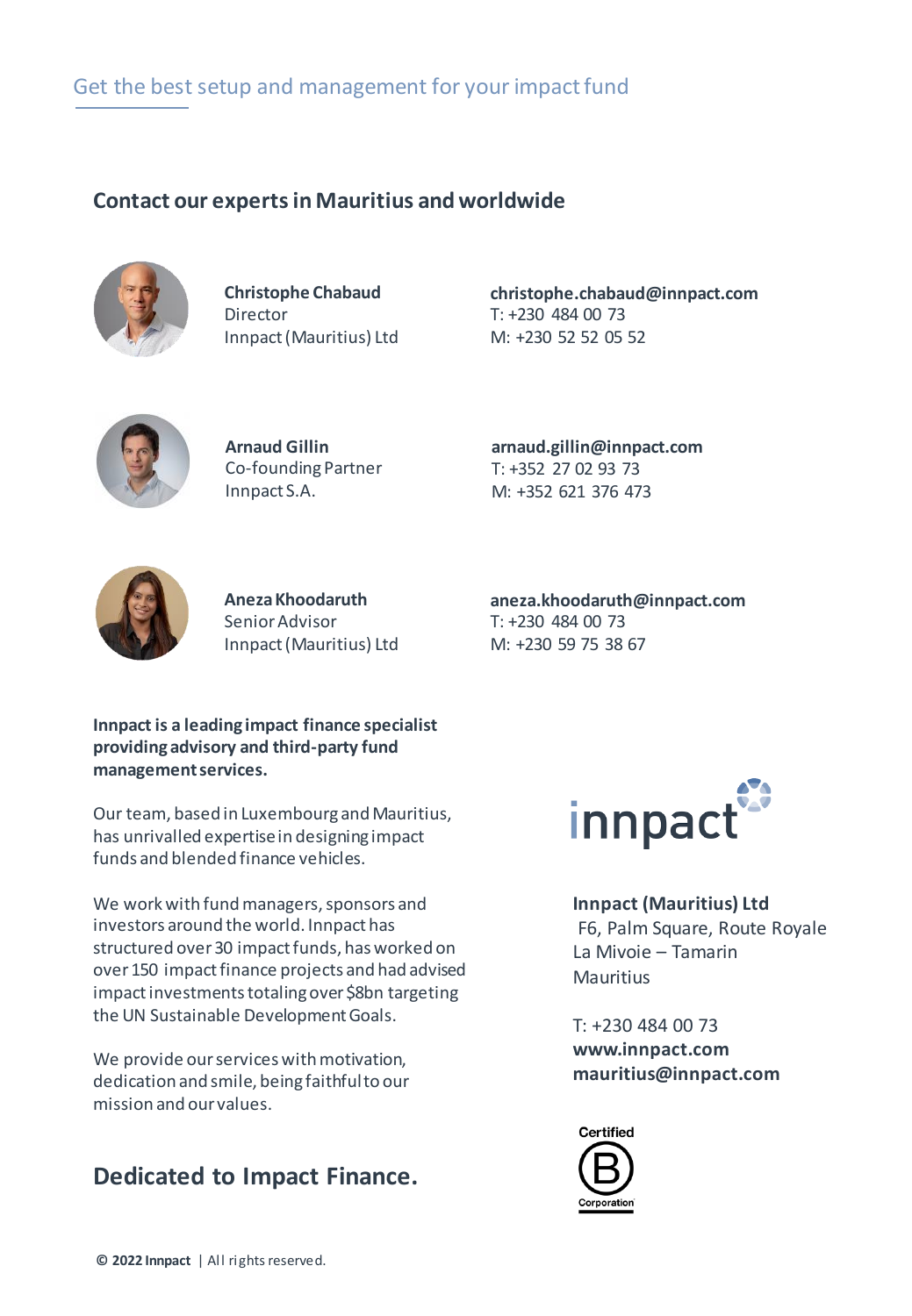Get the best setup and management for your impact fund

## Contact our experts in Mauritius and worldwide

**Christophe Chabaud**
Director
Innpact (Mauritius) Ltd

**christophe.chabaud@innpact.com**
T: +230 484 00 73
M: +230 52 52 05 52

**Arnaud Gillin**
Co-founding Partner
Innpact S.A.

**arnaud.gillin@innpact.com**
T: +352 27 02 93 73
M: +352 621 376 473

**Aneza Khoodaruth**
Senior Advisor
Innpact (Mauritius) Ltd

**aneza.khoodaruth@innpact.com**
T: +230 484 00 73
M: +230 59 75 38 67

**Innpact is a leading impact finance specialist providing advisory and third-party fund management services.**

Our team, based in Luxembourg and Mauritius, has unrivalled expertise in designing impact funds and blended finance vehicles.

We work with fund managers, sponsors and investors around the world. Innpact has structured over 30 impact funds, has worked on over 150 impact finance projects and had advised impact investments totaling over $8bn targeting the UN Sustainable Development Goals.

We provide our services with motivation, dedication and smile, being faithful to our mission and our values.

## Dedicated to Impact Finance.

innpact

**Innpact (Mauritius) Ltd**
F6, Palm Square, Route Royale
La Mivoie – Tamarin
Mauritius

T: +230 484 00 73
**www.innpact.com**
**mauritius@innpact.com**

Certified B Corporation

© **2022 Innpact** | All rights reserved.